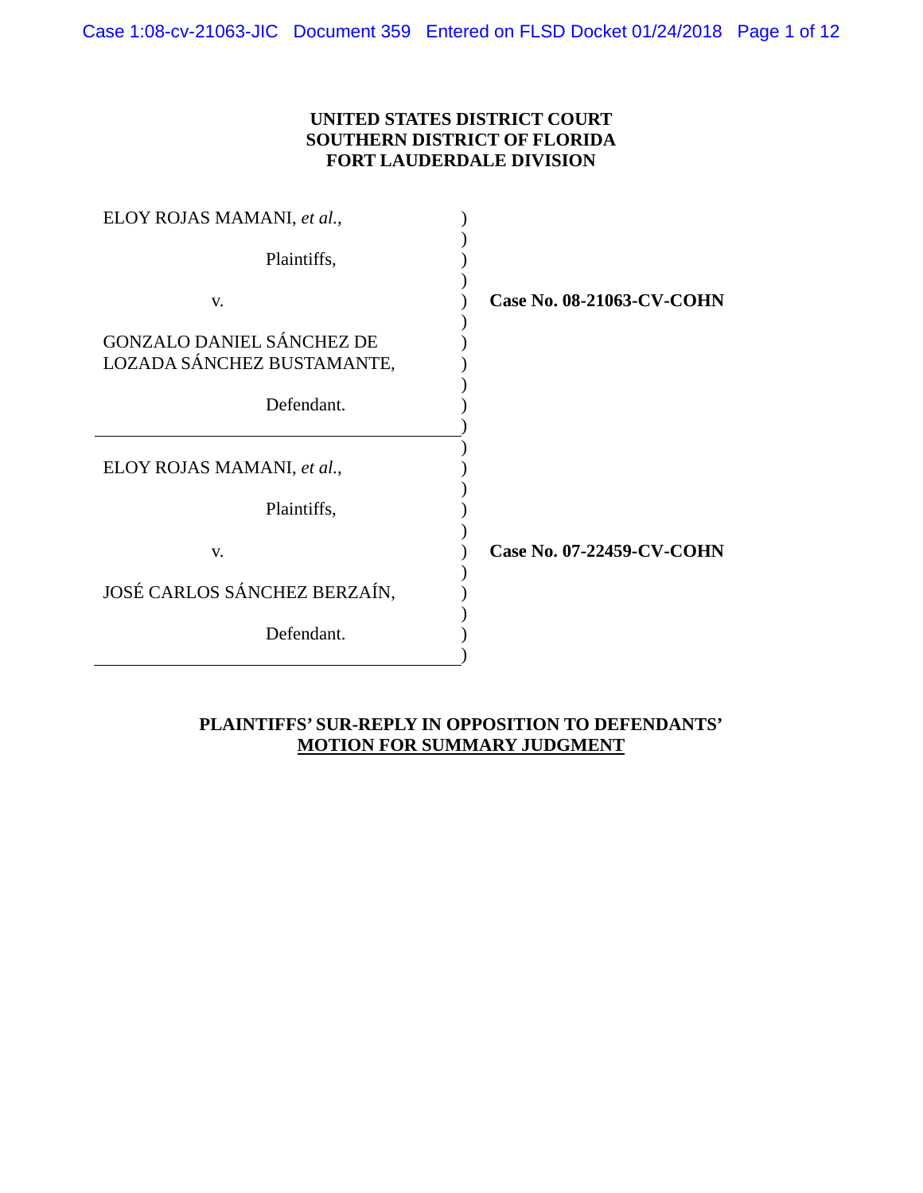**UNITED STATES DISTRICT COURT**
**SOUTHERN DISTRICT OF FLORIDA**
**FORT LAUDERDALE DIVISION**

| | |
|---|---|
| ELOY ROJAS MAMANI, *et al.*,<br><br>Plaintiffs,<br><br>v.<br><br>GONZALO DANIEL SÁNCHEZ DE LOZADA SÁNCHEZ BUSTAMANTE,<br><br>Defendant. | **Case No. 08-21063-CV-COHN** |
| ELOY ROJAS MAMANI, *et al.*,<br><br>Plaintiffs,<br><br>v.<br><br>JOSÉ CARLOS SÁNCHEZ BERZAÍN,<br><br>Defendant. | **Case No. 07-22459-CV-COHN** |

**PLAINTIFFS' SUR-REPLY IN OPPOSITION TO DEFENDANTS' MOTION FOR SUMMARY JUDGMENT**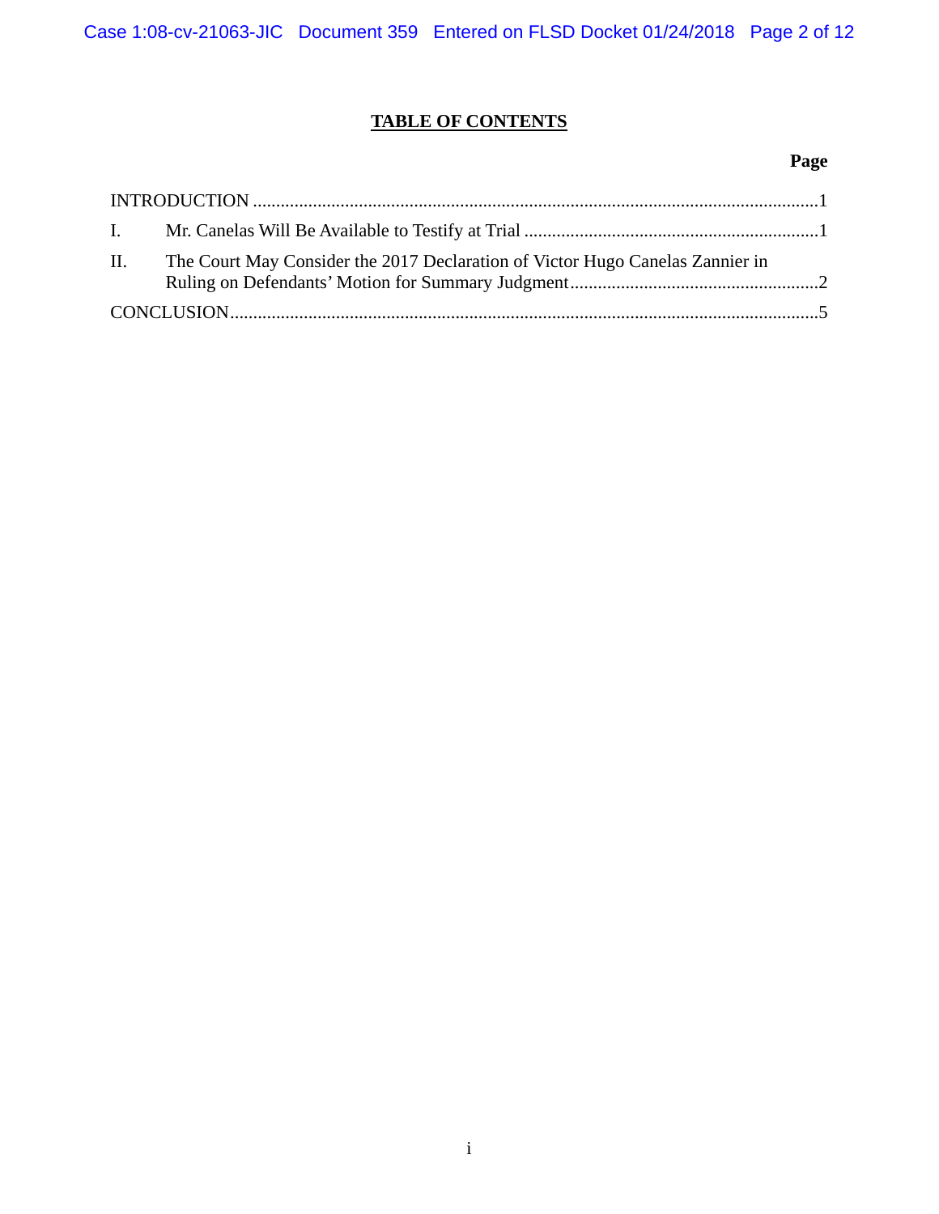# TABLE OF CONTENTS

| | | Page |
|---|---|---|
| INTRODUCTION | | 1 |
| I. | Mr. Canelas Will Be Available to Testify at Trial | 1 |
| II. | The Court May Consider the 2017 Declaration of Victor Hugo Canelas Zannier in Ruling on Defendants' Motion for Summary Judgment | 2 |
| CONCLUSION | | 5 |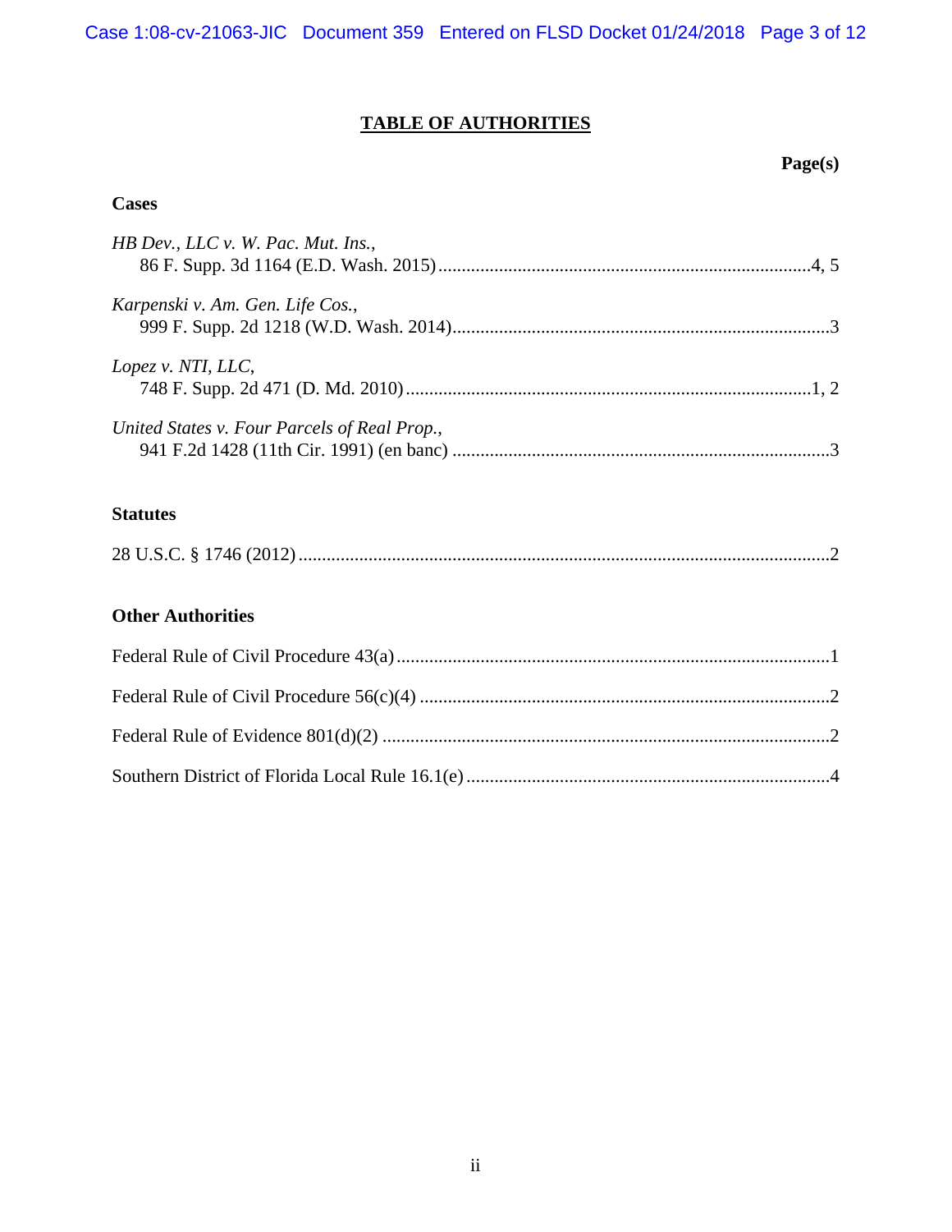# TABLE OF AUTHORITIES

**Page(s)**

## Cases

*HB Dev., LLC v. W. Pac. Mut. Ins.*,
86 F. Supp. 3d 1164 (E.D. Wash. 2015)....................4, 5

*Karpenski v. Am. Gen. Life Cos.*,
999 F. Supp. 2d 1218 (W.D. Wash. 2014)....................3

*Lopez v. NTI, LLC*,
748 F. Supp. 2d 471 (D. Md. 2010)....................1, 2

*United States v. Four Parcels of Real Prop.*,
941 F.2d 1428 (11th Cir. 1991) (en banc)....................3

## Statutes

28 U.S.C. § 1746 (2012)....................2

## Other Authorities

Federal Rule of Civil Procedure 43(a)....................1

Federal Rule of Civil Procedure 56(c)(4)....................2

Federal Rule of Evidence 801(d)(2)....................2

Southern District of Florida Local Rule 16.1(e)....................4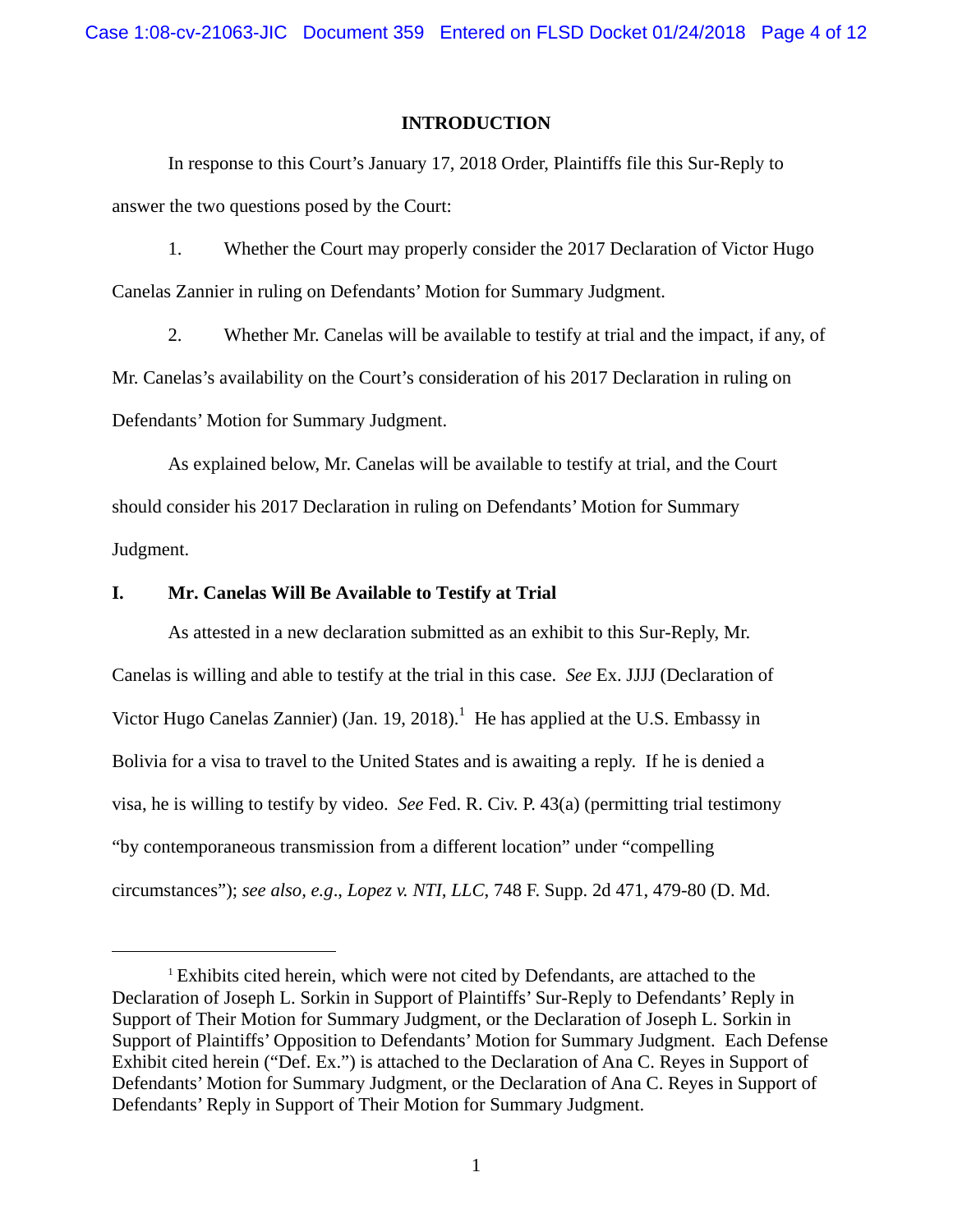## INTRODUCTION

In response to this Court's January 17, 2018 Order, Plaintiffs file this Sur-Reply to answer the two questions posed by the Court:

1. Whether the Court may properly consider the 2017 Declaration of Victor Hugo Canelas Zannier in ruling on Defendants' Motion for Summary Judgment.

2. Whether Mr. Canelas will be available to testify at trial and the impact, if any, of Mr. Canelas's availability on the Court's consideration of his 2017 Declaration in ruling on Defendants' Motion for Summary Judgment.

As explained below, Mr. Canelas will be available to testify at trial, and the Court should consider his 2017 Declaration in ruling on Defendants' Motion for Summary Judgment.

## I. Mr. Canelas Will Be Available to Testify at Trial

As attested in a new declaration submitted as an exhibit to this Sur-Reply, Mr. Canelas is willing and able to testify at the trial in this case. *See* Ex. JJJJ (Declaration of Victor Hugo Canelas Zannier) (Jan. 19, 2018).[1] He has applied at the U.S. Embassy in Bolivia for a visa to travel to the United States and is awaiting a reply. If he is denied a visa, he is willing to testify by video. *See* Fed. R. Civ. P. 43(a) (permitting trial testimony "by contemporaneous transmission from a different location" under "compelling circumstances"); *see also, e.g.*, *Lopez v. NTI, LLC*, 748 F. Supp. 2d 471, 479-80 (D. Md.

[1] Exhibits cited herein, which were not cited by Defendants, are attached to the Declaration of Joseph L. Sorkin in Support of Plaintiffs' Sur-Reply to Defendants' Reply in Support of Their Motion for Summary Judgment, or the Declaration of Joseph L. Sorkin in Support of Plaintiffs' Opposition to Defendants' Motion for Summary Judgment. Each Defense Exhibit cited herein ("Def. Ex.") is attached to the Declaration of Ana C. Reyes in Support of Defendants' Motion for Summary Judgment, or the Declaration of Ana C. Reyes in Support of Defendants' Reply in Support of Their Motion for Summary Judgment.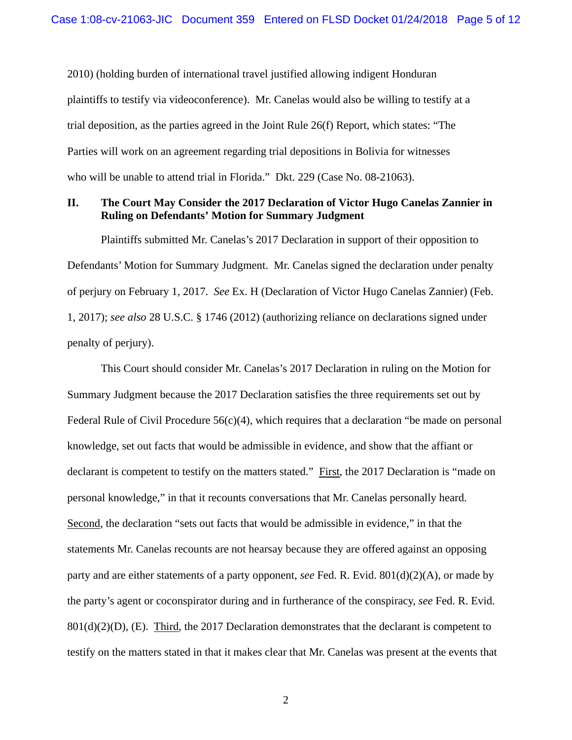2010) (holding burden of international travel justified allowing indigent Honduran plaintiffs to testify via videoconference). Mr. Canelas would also be willing to testify at a trial deposition, as the parties agreed in the Joint Rule 26(f) Report, which states: "The Parties will work on an agreement regarding trial depositions in Bolivia for witnesses who will be unable to attend trial in Florida." Dkt. 229 (Case No. 08-21063).

## II. The Court May Consider the 2017 Declaration of Victor Hugo Canelas Zannier in Ruling on Defendants' Motion for Summary Judgment

Plaintiffs submitted Mr. Canelas's 2017 Declaration in support of their opposition to Defendants' Motion for Summary Judgment. Mr. Canelas signed the declaration under penalty of perjury on February 1, 2017. *See* Ex. H (Declaration of Victor Hugo Canelas Zannier) (Feb. 1, 2017); *see also* 28 U.S.C. § 1746 (2012) (authorizing reliance on declarations signed under penalty of perjury).

This Court should consider Mr. Canelas's 2017 Declaration in ruling on the Motion for Summary Judgment because the 2017 Declaration satisfies the three requirements set out by Federal Rule of Civil Procedure 56(c)(4), which requires that a declaration "be made on personal knowledge, set out facts that would be admissible in evidence, and show that the affiant or declarant is competent to testify on the matters stated." First, the 2017 Declaration is "made on personal knowledge," in that it recounts conversations that Mr. Canelas personally heard. Second, the declaration "sets out facts that would be admissible in evidence," in that the statements Mr. Canelas recounts are not hearsay because they are offered against an opposing party and are either statements of a party opponent, *see* Fed. R. Evid. 801(d)(2)(A), or made by the party's agent or coconspirator during and in furtherance of the conspiracy, *see* Fed. R. Evid. 801(d)(2)(D), (E). Third, the 2017 Declaration demonstrates that the declarant is competent to testify on the matters stated in that it makes clear that Mr. Canelas was present at the events that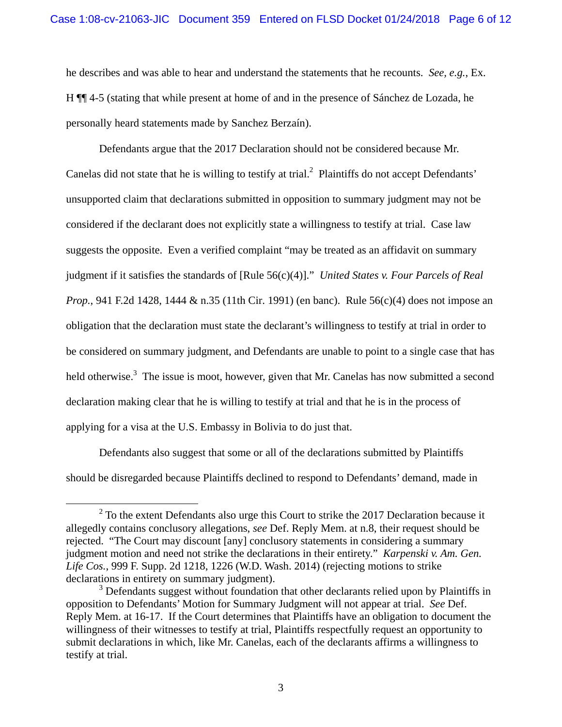he describes and was able to hear and understand the statements that he recounts. *See, e.g.*, Ex. H ¶¶ 4-5 (stating that while present at home of and in the presence of Sánchez de Lozada, he personally heard statements made by Sanchez Berzaín).

Defendants argue that the 2017 Declaration should not be considered because Mr. Canelas did not state that he is willing to testify at trial.[2] Plaintiffs do not accept Defendants' unsupported claim that declarations submitted in opposition to summary judgment may not be considered if the declarant does not explicitly state a willingness to testify at trial. Case law suggests the opposite. Even a verified complaint "may be treated as an affidavit on summary judgment if it satisfies the standards of [Rule 56(c)(4)]." *United States v. Four Parcels of Real Prop.*, 941 F.2d 1428, 1444 & n.35 (11th Cir. 1991) (en banc). Rule 56(c)(4) does not impose an obligation that the declaration must state the declarant's willingness to testify at trial in order to be considered on summary judgment, and Defendants are unable to point to a single case that has held otherwise.[3] The issue is moot, however, given that Mr. Canelas has now submitted a second declaration making clear that he is willing to testify at trial and that he is in the process of applying for a visa at the U.S. Embassy in Bolivia to do just that.

Defendants also suggest that some or all of the declarations submitted by Plaintiffs should be disregarded because Plaintiffs declined to respond to Defendants' demand, made in

[2] To the extent Defendants also urge this Court to strike the 2017 Declaration because it allegedly contains conclusory allegations, *see* Def. Reply Mem. at n.8, their request should be rejected. "The Court may discount [any] conclusory statements in considering a summary judgment motion and need not strike the declarations in their entirety." *Karpenski v. Am. Gen. Life Cos.*, 999 F. Supp. 2d 1218, 1226 (W.D. Wash. 2014) (rejecting motions to strike declarations in entirety on summary judgment).

[3] Defendants suggest without foundation that other declarants relied upon by Plaintiffs in opposition to Defendants' Motion for Summary Judgment will not appear at trial. *See* Def. Reply Mem. at 16-17. If the Court determines that Plaintiffs have an obligation to document the willingness of their witnesses to testify at trial, Plaintiffs respectfully request an opportunity to submit declarations in which, like Mr. Canelas, each of the declarants affirms a willingness to testify at trial.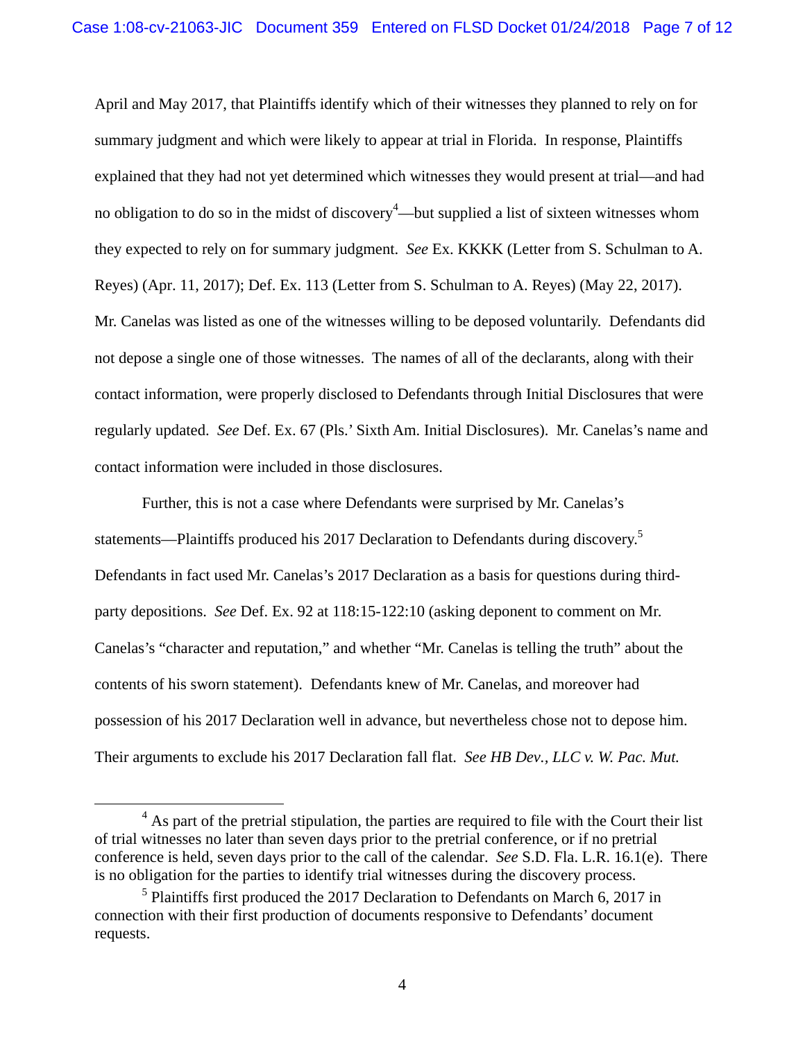April and May 2017, that Plaintiffs identify which of their witnesses they planned to rely on for summary judgment and which were likely to appear at trial in Florida. In response, Plaintiffs explained that they had not yet determined which witnesses they would present at trial—and had no obligation to do so in the midst of discovery[4]—but supplied a list of sixteen witnesses whom they expected to rely on for summary judgment. *See* Ex. KKKK (Letter from S. Schulman to A. Reyes) (Apr. 11, 2017); Def. Ex. 113 (Letter from S. Schulman to A. Reyes) (May 22, 2017). Mr. Canelas was listed as one of the witnesses willing to be deposed voluntarily. Defendants did not depose a single one of those witnesses. The names of all of the declarants, along with their contact information, were properly disclosed to Defendants through Initial Disclosures that were regularly updated. *See* Def. Ex. 67 (Pls.' Sixth Am. Initial Disclosures). Mr. Canelas's name and contact information were included in those disclosures.

Further, this is not a case where Defendants were surprised by Mr. Canelas's statements—Plaintiffs produced his 2017 Declaration to Defendants during discovery.[5] Defendants in fact used Mr. Canelas's 2017 Declaration as a basis for questions during third-party depositions. *See* Def. Ex. 92 at 118:15-122:10 (asking deponent to comment on Mr. Canelas's "character and reputation," and whether "Mr. Canelas is telling the truth" about the contents of his sworn statement). Defendants knew of Mr. Canelas, and moreover had possession of his 2017 Declaration well in advance, but nevertheless chose not to depose him. Their arguments to exclude his 2017 Declaration fall flat. *See HB Dev., LLC v. W. Pac. Mut.*

---

[4] As part of the pretrial stipulation, the parties are required to file with the Court their list of trial witnesses no later than seven days prior to the pretrial conference, or if no pretrial conference is held, seven days prior to the call of the calendar. *See* S.D. Fla. L.R. 16.1(e). There is no obligation for the parties to identify trial witnesses during the discovery process.

[5] Plaintiffs first produced the 2017 Declaration to Defendants on March 6, 2017 in connection with their first production of documents responsive to Defendants' document requests.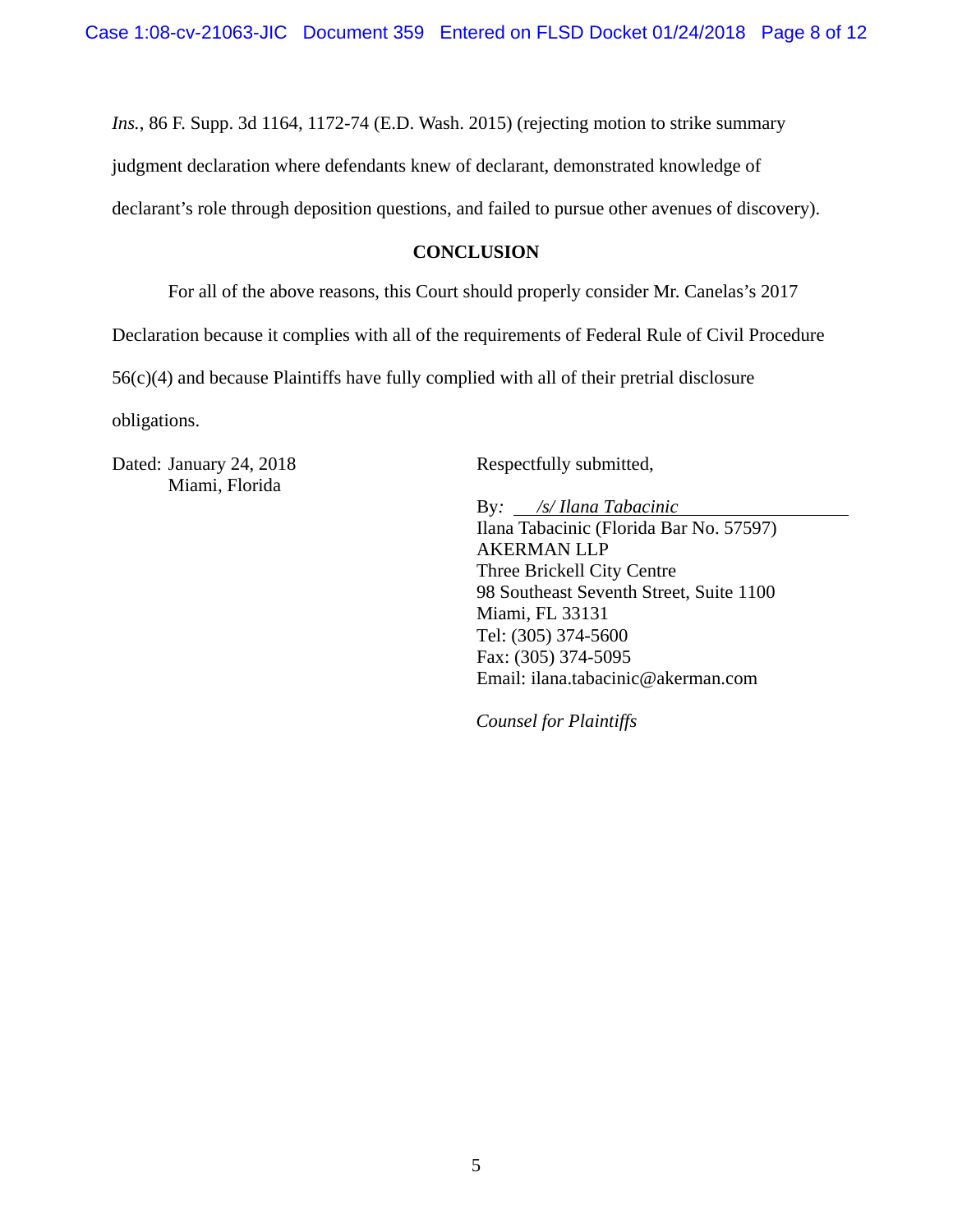*Ins.*, 86 F. Supp. 3d 1164, 1172-74 (E.D. Wash. 2015) (rejecting motion to strike summary judgment declaration where defendants knew of declarant, demonstrated knowledge of declarant's role through deposition questions, and failed to pursue other avenues of discovery).

## CONCLUSION

For all of the above reasons, this Court should properly consider Mr. Canelas's 2017 Declaration because it complies with all of the requirements of Federal Rule of Civil Procedure 56(c)(4) and because Plaintiffs have fully complied with all of their pretrial disclosure obligations.

Dated: January 24, 2018
Miami, Florida

Respectfully submitted,

By: *`/s/ Ilana Tabacinic`*
Ilana Tabacinic (Florida Bar No. 57597)
AKERMAN LLP
Three Brickell City Centre
98 Southeast Seventh Street, Suite 1100
Miami, FL 33131
Tel: (305) 374-5600
Fax: (305) 374-5095
Email: ilana.tabacinic@akerman.com

*Counsel for Plaintiffs*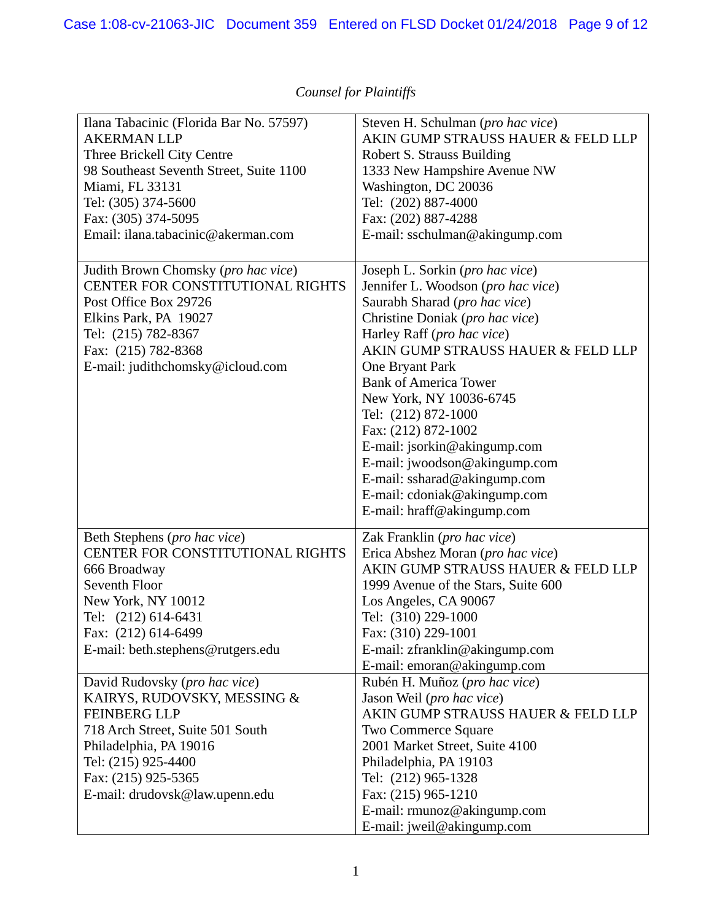*Counsel for Plaintiffs*

| | |
|---|---|
| Ilana Tabacinic (Florida Bar No. 57597)<br>AKERMAN LLP<br>Three Brickell City Centre<br>98 Southeast Seventh Street, Suite 1100<br>Miami, FL 33131<br>Tel: (305) 374-5600<br>Fax: (305) 374-5095<br>Email: ilana.tabacinic@akerman.com | Steven H. Schulman (*pro hac vice*)<br>AKIN GUMP STRAUSS HAUER & FELD LLP<br>Robert S. Strauss Building<br>1333 New Hampshire Avenue NW<br>Washington, DC 20036<br>Tel: (202) 887-4000<br>Fax: (202) 887-4288<br>E-mail: sschulman@akingump.com |
| Judith Brown Chomsky (*pro hac vice*)<br>CENTER FOR CONSTITUTIONAL RIGHTS<br>Post Office Box 29726<br>Elkins Park, PA 19027<br>Tel: (215) 782-8367<br>Fax: (215) 782-8368<br>E-mail: judithchomsky@icloud.com | Joseph L. Sorkin (*pro hac vice*)<br>Jennifer L. Woodson (*pro hac vice*)<br>Saurabh Sharad (*pro hac vice*)<br>Christine Doniak (*pro hac vice*)<br>Harley Raff (*pro hac vice*)<br>AKIN GUMP STRAUSS HAUER & FELD LLP<br>One Bryant Park<br>Bank of America Tower<br>New York, NY 10036-6745<br>Tel: (212) 872-1000<br>Fax: (212) 872-1002<br>E-mail: jsorkin@akingump.com<br>E-mail: jwoodson@akingump.com<br>E-mail: ssharad@akingump.com<br>E-mail: cdoniak@akingump.com<br>E-mail: hraff@akingump.com |
| Beth Stephens (*pro hac vice*)<br>CENTER FOR CONSTITUTIONAL RIGHTS<br>666 Broadway<br>Seventh Floor<br>New York, NY 10012<br>Tel: (212) 614-6431<br>Fax: (212) 614-6499<br>E-mail: beth.stephens@rutgers.edu | Zak Franklin (*pro hac vice*)<br>Erica Abshez Moran (*pro hac vice*)<br>AKIN GUMP STRAUSS HAUER & FELD LLP<br>1999 Avenue of the Stars, Suite 600<br>Los Angeles, CA 90067<br>Tel: (310) 229-1000<br>Fax: (310) 229-1001<br>E-mail: zfranklin@akingump.com<br>E-mail: emoran@akingump.com |
| David Rudovsky (*pro hac vice*)<br>KAIRYS, RUDOVSKY, MESSING & FEINBERG LLP<br>718 Arch Street, Suite 501 South<br>Philadelphia, PA 19016<br>Tel: (215) 925-4400<br>Fax: (215) 925-5365<br>E-mail: drudovsk@law.upenn.edu | Rubén H. Muñoz (*pro hac vice*)<br>Jason Weil (*pro hac vice*)<br>AKIN GUMP STRAUSS HAUER & FELD LLP<br>Two Commerce Square<br>2001 Market Street, Suite 4100<br>Philadelphia, PA 19103<br>Tel: (212) 965-1328<br>Fax: (215) 965-1210<br>E-mail: rmunoz@akingump.com<br>E-mail: jweil@akingump.com |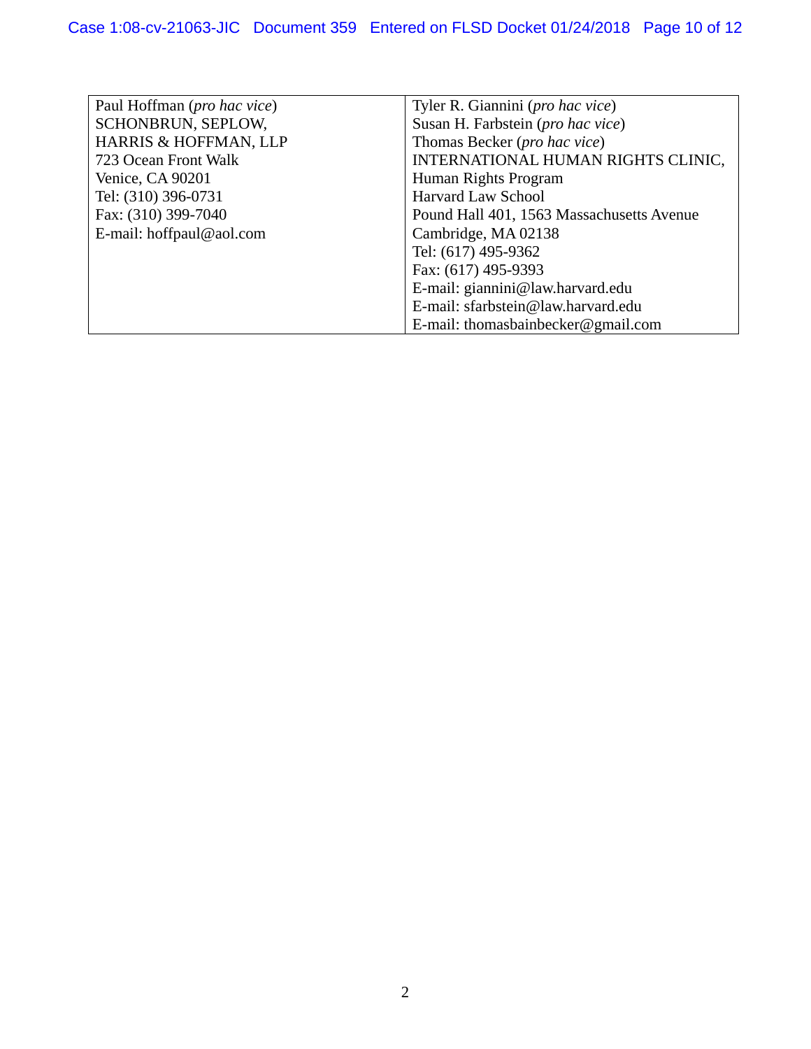| Paul Hoffman (*pro hac vice*)<br>SCHONBRUN, SEPLOW,<br>HARRIS & HOFFMAN, LLP<br>723 Ocean Front Walk<br>Venice, CA 90201<br>Tel: (310) 396-0731<br>Fax: (310) 399-7040<br>E-mail: hoffpaul@aol.com | Tyler R. Giannini (*pro hac vice*)<br>Susan H. Farbstein (*pro hac vice*)<br>Thomas Becker (*pro hac vice*)<br>INTERNATIONAL HUMAN RIGHTS CLINIC,<br>Human Rights Program<br>Harvard Law School<br>Pound Hall 401, 1563 Massachusetts Avenue<br>Cambridge, MA 02138<br>Tel: (617) 495-9362<br>Fax: (617) 495-9393<br>E-mail: giannini@law.harvard.edu<br>E-mail: sfarbstein@law.harvard.edu<br>E-mail: thomasbainbecker@gmail.com |
|---|---|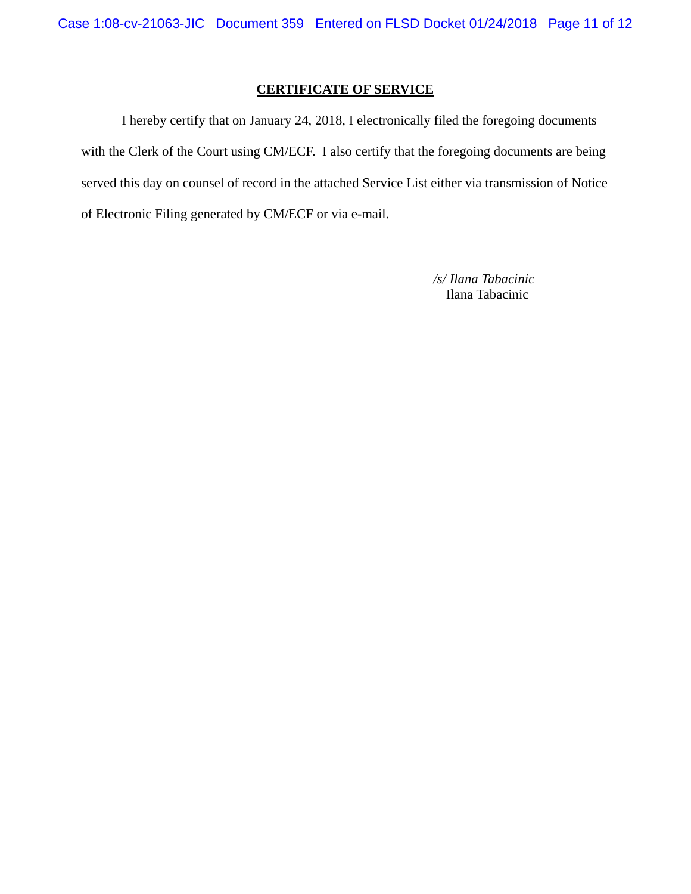## CERTIFICATE OF SERVICE

I hereby certify that on January 24, 2018, I electronically filed the foregoing documents with the Clerk of the Court using CM/ECF. I also certify that the foregoing documents are being served this day on counsel of record in the attached Service List either via transmission of Notice of Electronic Filing generated by CM/ECF or via e-mail.

*/s/ Ilana Tabacinic*
Ilana Tabacinic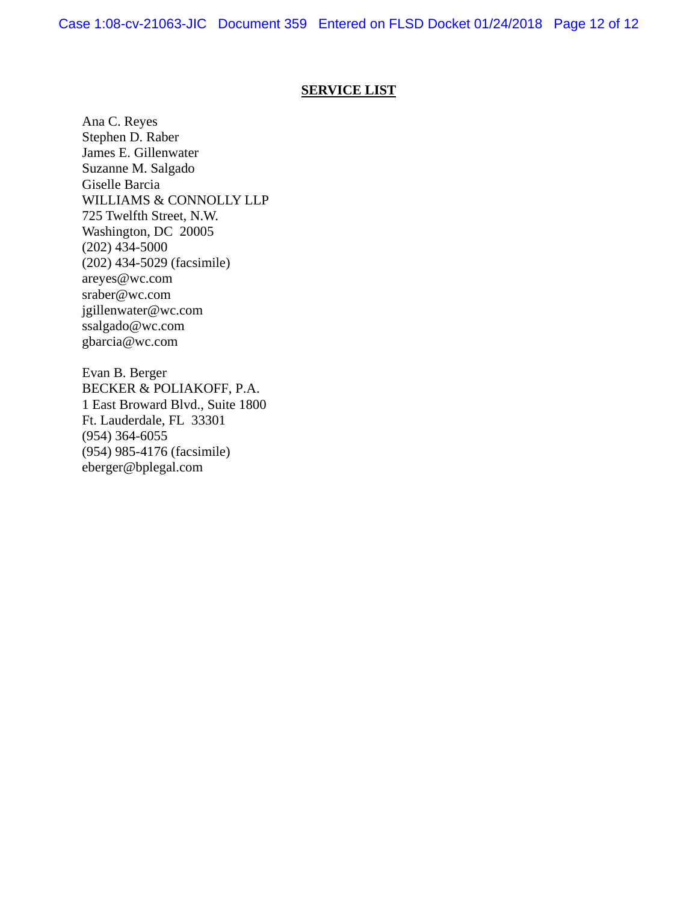## SERVICE LIST

Ana C. Reyes  
Stephen D. Raber  
James E. Gillenwater  
Suzanne M. Salgado  
Giselle Barcia  
WILLIAMS & CONNOLLY LLP  
725 Twelfth Street, N.W.  
Washington, DC 20005  
(202) 434-5000  
(202) 434-5029 (facsimile)  
areyes@wc.com  
sraber@wc.com  
jgillenwater@wc.com  
ssalgado@wc.com  
gbarcia@wc.com

Evan B. Berger  
BECKER & POLIAKOFF, P.A.  
1 East Broward Blvd., Suite 1800  
Ft. Lauderdale, FL 33301  
(954) 364-6055  
(954) 985-4176 (facsimile)  
eberger@bplegal.com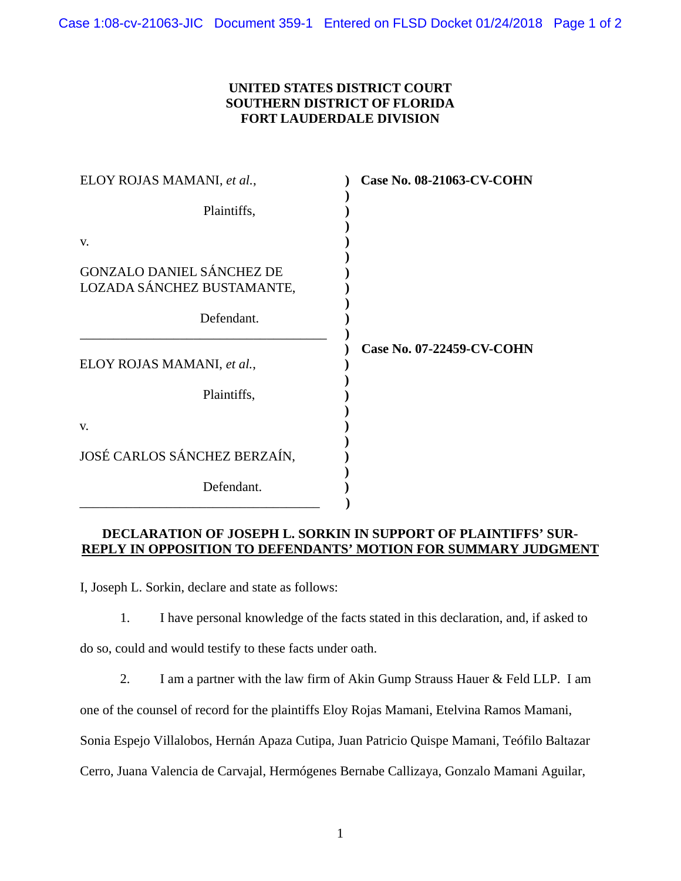**UNITED STATES DISTRICT COURT**
**SOUTHERN DISTRICT OF FLORIDA**
**FORT LAUDERDALE DIVISION**

| | |
|---|---|
| ELOY ROJAS MAMANI, *et al.*,<br><br>Plaintiffs,<br><br>v.<br><br>GONZALO DANIEL SÁNCHEZ DE LOZADA SÁNCHEZ BUSTAMANTE,<br><br>Defendant. | **Case No. 08-21063-CV-COHN** |
| ELOY ROJAS MAMANI, *et al.*,<br><br>Plaintiffs,<br><br>v.<br><br>JOSÉ CARLOS SÁNCHEZ BERZAÍN,<br><br>Defendant. | **Case No. 07-22459-CV-COHN** |

**DECLARATION OF JOSEPH L. SORKIN IN SUPPORT OF PLAINTIFFS' SUR-REPLY IN OPPOSITION TO DEFENDANTS' MOTION FOR SUMMARY JUDGMENT**

I, Joseph L. Sorkin, declare and state as follows:

1. I have personal knowledge of the facts stated in this declaration, and, if asked to do so, could and would testify to these facts under oath.

2. I am a partner with the law firm of Akin Gump Strauss Hauer & Feld LLP. I am one of the counsel of record for the plaintiffs Eloy Rojas Mamani, Etelvina Ramos Mamani, Sonia Espejo Villalobos, Hernán Apaza Cutipa, Juan Patricio Quispe Mamani, Teófilo Baltazar Cerro, Juana Valencia de Carvajal, Hermógenes Bernabe Callizaya, Gonzalo Mamani Aguilar,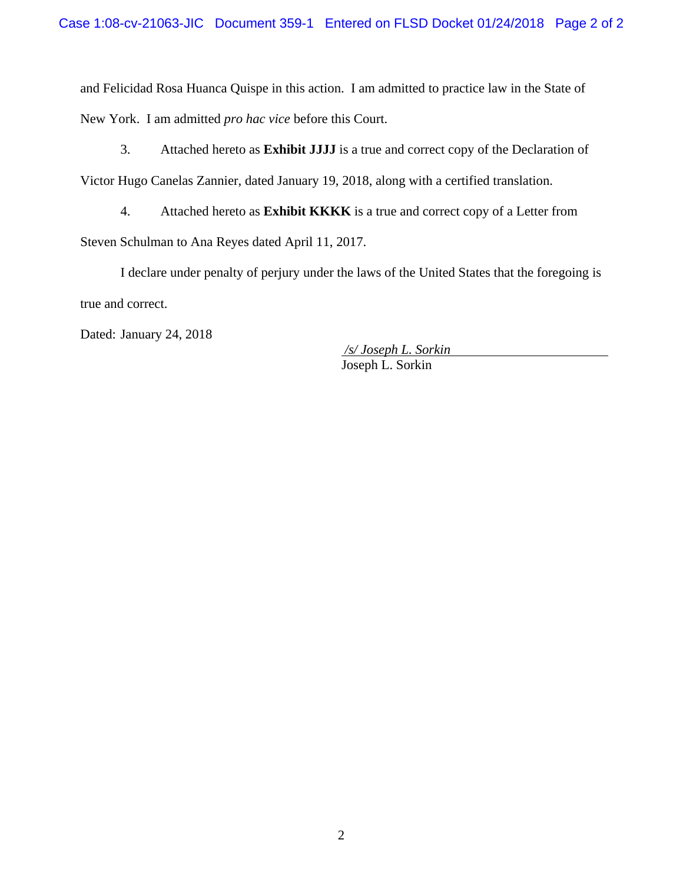and Felicidad Rosa Huanca Quispe in this action. I am admitted to practice law in the State of New York. I am admitted *pro hac vice* before this Court.

3. Attached hereto as **Exhibit JJJJ** is a true and correct copy of the Declaration of Victor Hugo Canelas Zannier, dated January 19, 2018, along with a certified translation.

4. Attached hereto as **Exhibit KKKK** is a true and correct copy of a Letter from Steven Schulman to Ana Reyes dated April 11, 2017.

I declare under penalty of perjury under the laws of the United States that the foregoing is true and correct.

Dated: January 24, 2018

*/s/ Joseph L. Sorkin*
Joseph L. Sorkin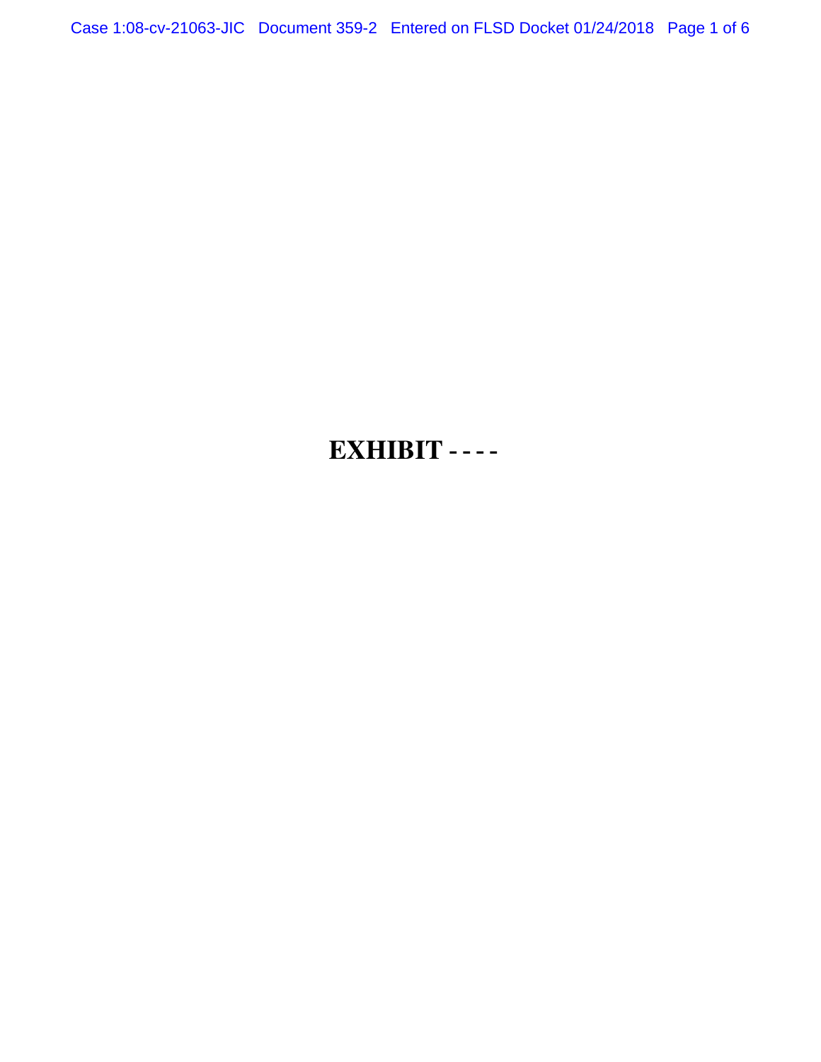# EXHIBIT - - - -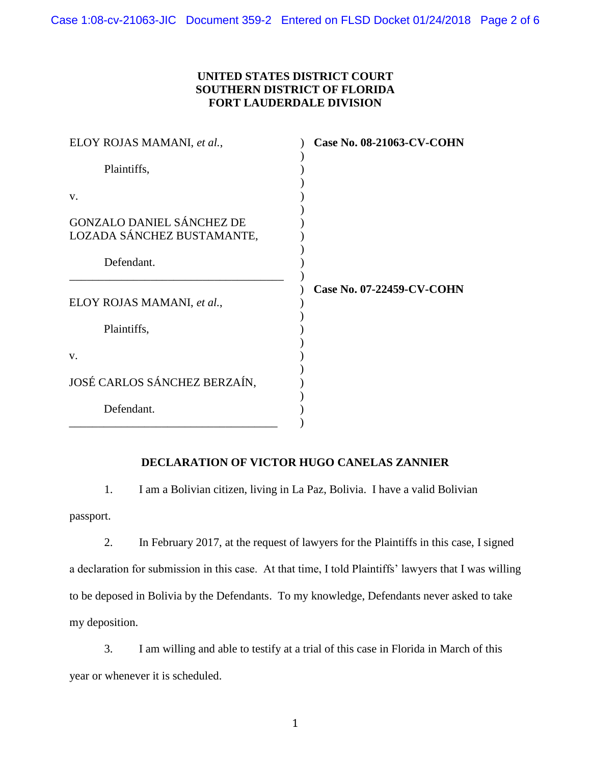**UNITED STATES DISTRICT COURT**
**SOUTHERN DISTRICT OF FLORIDA**
**FORT LAUDERDALE DIVISION**

| | |
|---|---|
| ELOY ROJAS MAMANI, *et al.*,<br><br>Plaintiffs,<br><br>v.<br><br>GONZALO DANIEL SÁNCHEZ DE LOZADA SÁNCHEZ BUSTAMANTE,<br><br>Defendant. | **Case No. 08-21063-CV-COHN** |
| ELOY ROJAS MAMANI, *et al.*,<br><br>Plaintiffs,<br><br>v.<br><br>JOSÉ CARLOS SÁNCHEZ BERZAÍN,<br><br>Defendant. | **Case No. 07-22459-CV-COHN** |

**DECLARATION OF VICTOR HUGO CANELAS ZANNIER**

1. I am a Bolivian citizen, living in La Paz, Bolivia. I have a valid Bolivian passport.

2. In February 2017, at the request of lawyers for the Plaintiffs in this case, I signed a declaration for submission in this case. At that time, I told Plaintiffs' lawyers that I was willing to be deposed in Bolivia by the Defendants. To my knowledge, Defendants never asked to take my deposition.

3. I am willing and able to testify at a trial of this case in Florida in March of this year or whenever it is scheduled.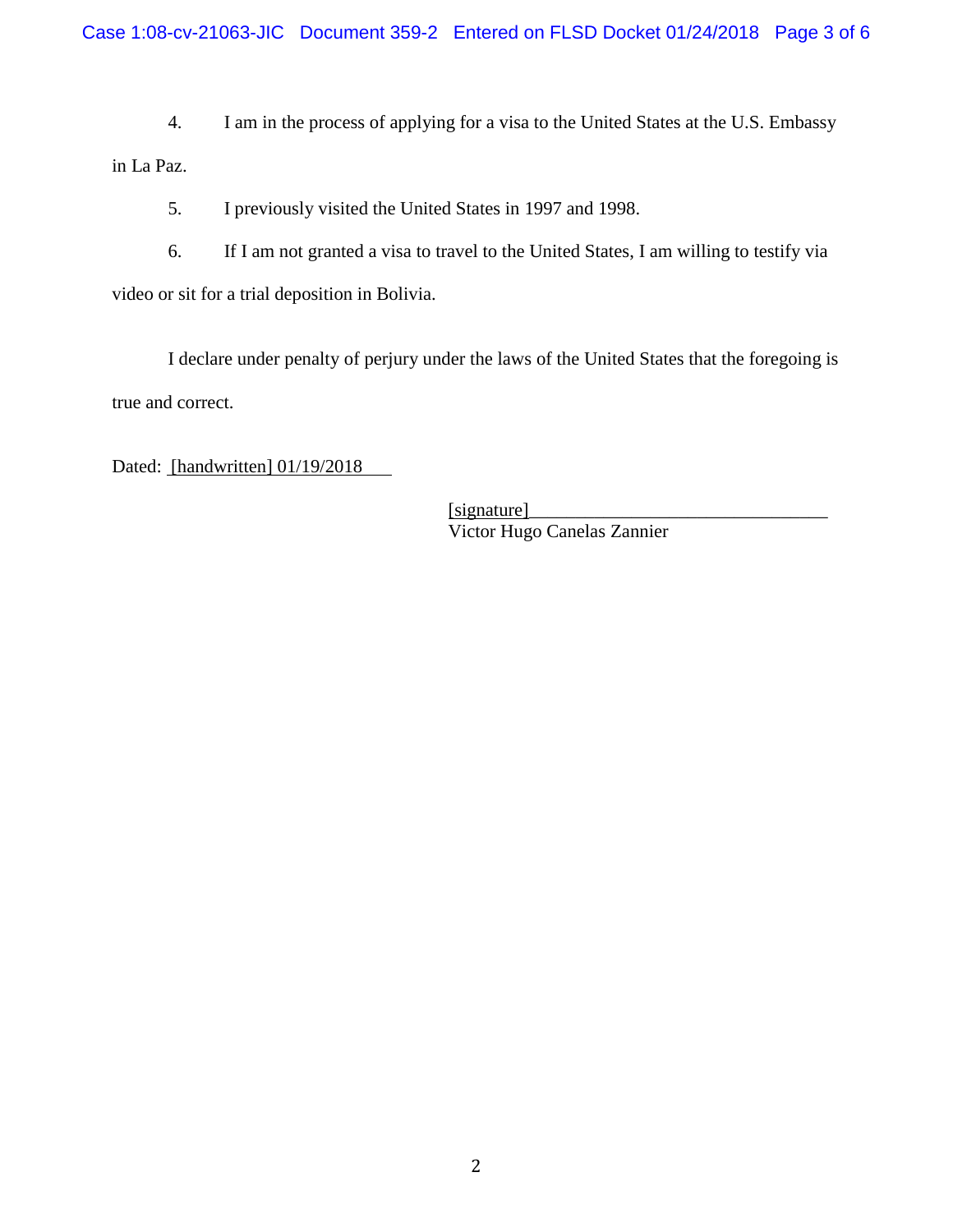4. I am in the process of applying for a visa to the United States at the U.S. Embassy in La Paz.

5. I previously visited the United States in 1997 and 1998.

6. If I am not granted a visa to travel to the United States, I am willing to testify via video or sit for a trial deposition in Bolivia.

I declare under penalty of perjury under the laws of the United States that the foregoing is true and correct.

Dated: [handwritten] 01/19/2018

[signature]
Victor Hugo Canelas Zannier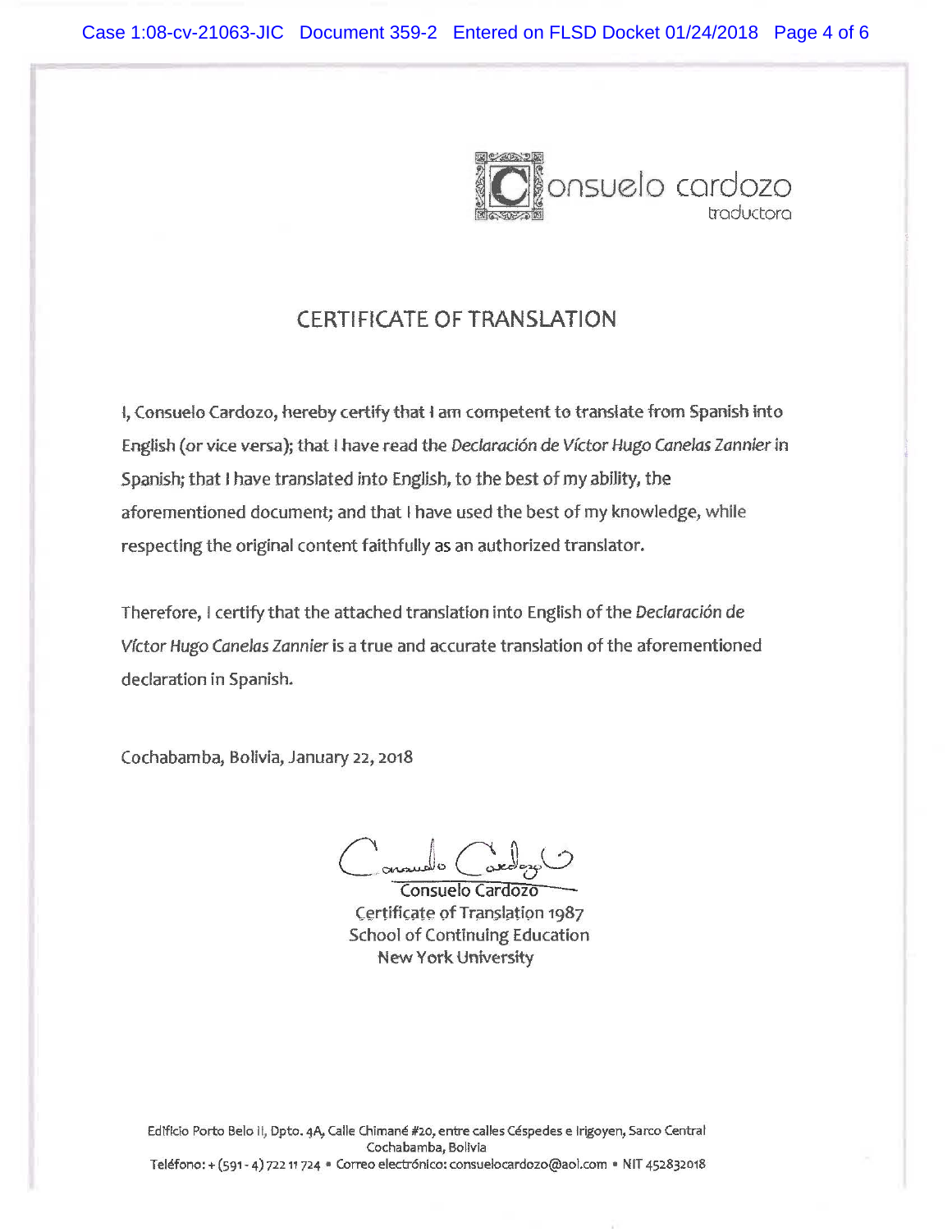Consuelo Cardozo
traductora

# CERTIFICATE OF TRANSLATION

I, Consuelo Cardozo, hereby certify that I am competent to translate from Spanish into English (or vice versa); that I have read the *Declaración de Víctor Hugo Canelas Zannier* in Spanish; that I have translated into English, to the best of my ability, the aforementioned document; and that I have used the best of my knowledge, while respecting the original content faithfully as an authorized translator.

Therefore, I certify that the attached translation into English of the *Declaración de Víctor Hugo Canelas Zannier* is a true and accurate translation of the aforementioned declaration in Spanish.

Cochabamba, Bolivia, January 22, 2018

Consuelo Cardozo
Certificate of Translation 1987
School of Continuing Education
New York University

Edificio Porto Belo II, Dpto. 4A, Calle Chimané #20, entre calles Céspedes e Irigoyen, Sarco Central
Cochabamba, Bolivia
Teléfono: + (591 - 4) 722 11 724 • Correo electrónico: consuelocardozo@aol.com • NIT 452832018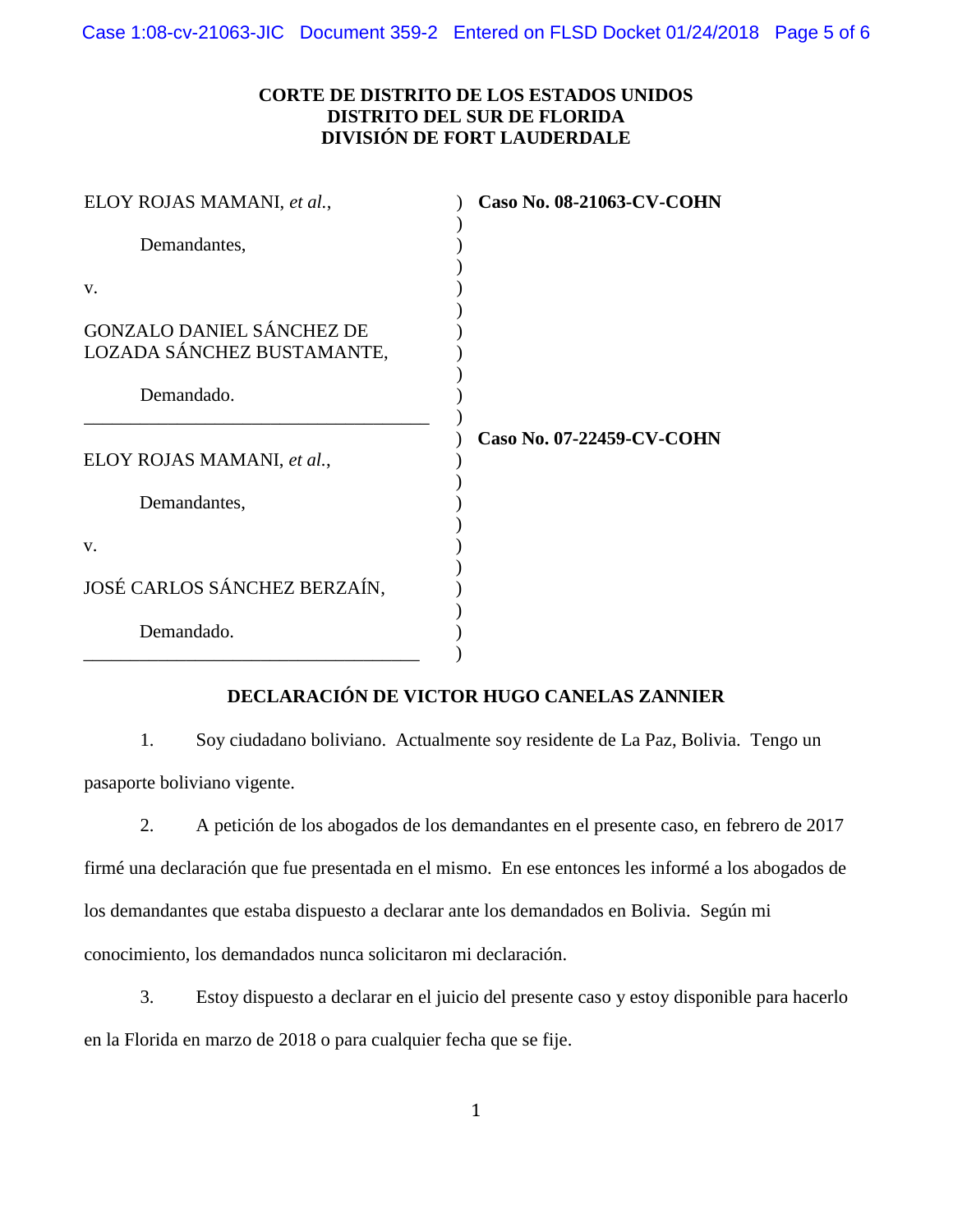**CORTE DE DISTRITO DE LOS ESTADOS UNIDOS**
**DISTRITO DEL SUR DE FLORIDA**
**DIVISIÓN DE FORT LAUDERDALE**

| | |
|---|---|
| ELOY ROJAS MAMANI, *et al.*,<br><br>Demandantes,<br><br>v.<br><br>GONZALO DANIEL SÁNCHEZ DE LOZADA SÁNCHEZ BUSTAMANTE,<br><br>Demandado. | **Caso No. 08-21063-CV-COHN** |
| ELOY ROJAS MAMANI, *et al.*,<br><br>Demandantes,<br><br>v.<br><br>JOSÉ CARLOS SÁNCHEZ BERZAÍN,<br><br>Demandado. | **Caso No. 07-22459-CV-COHN** |

**DECLARACIÓN DE VICTOR HUGO CANELAS ZANNIER**

1. Soy ciudadano boliviano. Actualmente soy residente de La Paz, Bolivia. Tengo un pasaporte boliviano vigente.

2. A petición de los abogados de los demandantes en el presente caso, en febrero de 2017 firmé una declaración que fue presentada en el mismo. En ese entonces les informé a los abogados de los demandantes que estaba dispuesto a declarar ante los demandados en Bolivia. Según mi conocimiento, los demandados nunca solicitaron mi declaración.

3. Estoy dispuesto a declarar en el juicio del presente caso y estoy disponible para hacerlo en la Florida en marzo de 2018 o para cualquier fecha que se fije.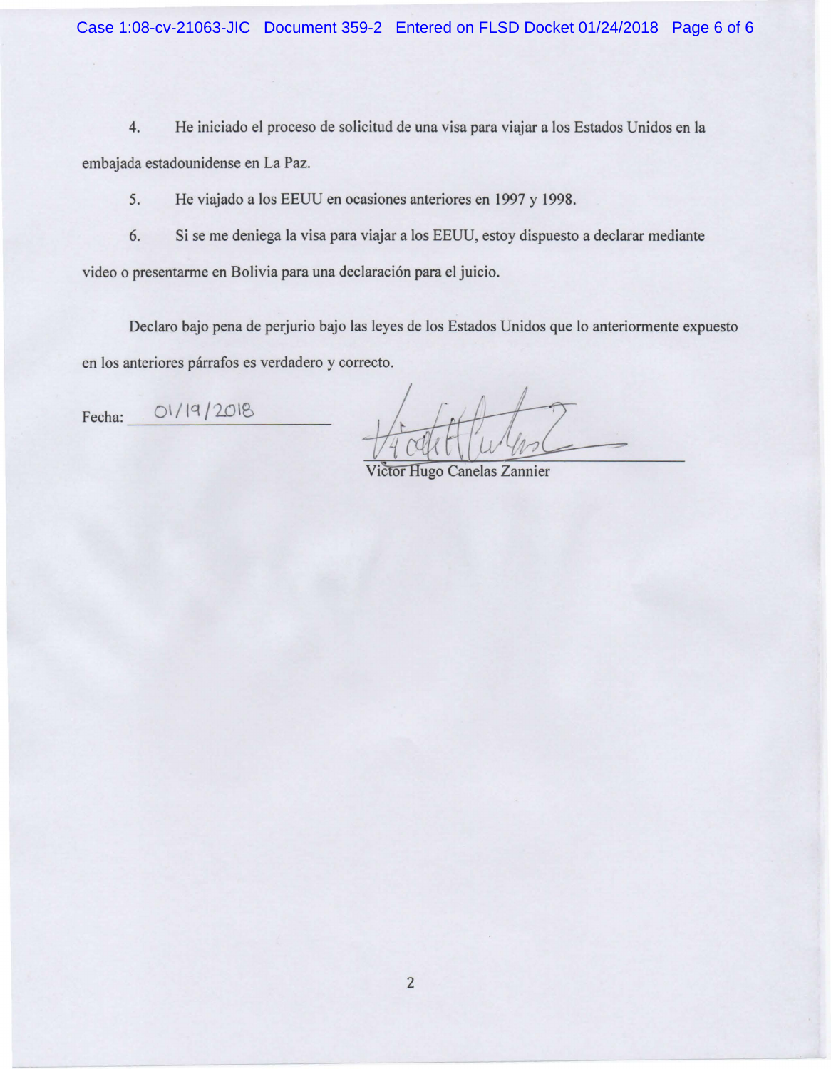4. He iniciado el proceso de solicitud de una visa para viajar a los Estados Unidos en la embajada estadounidense en La Paz.

5. He viajado a los EEUU en ocasiones anteriores en 1997 y 1998.

6. Si se me deniega la visa para viajar a los EEUU, estoy dispuesto a declarar mediante video o presentarme en Bolivia para una declaración para el juicio.

Declaro bajo pena de perjurio bajo las leyes de los Estados Unidos que lo anteriormente expuesto en los anteriores párrafos es verdadero y correcto.

Fecha: 01/19/2018

Víctor Hugo Canelas Zannier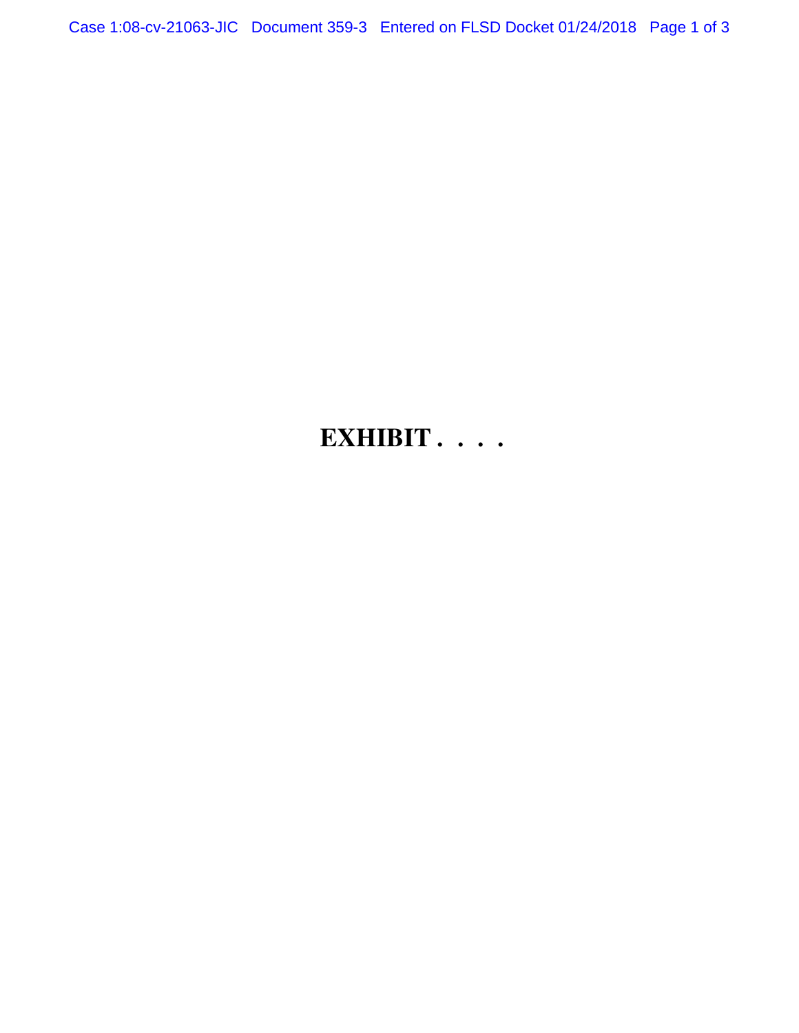# EXHIBIT . . . .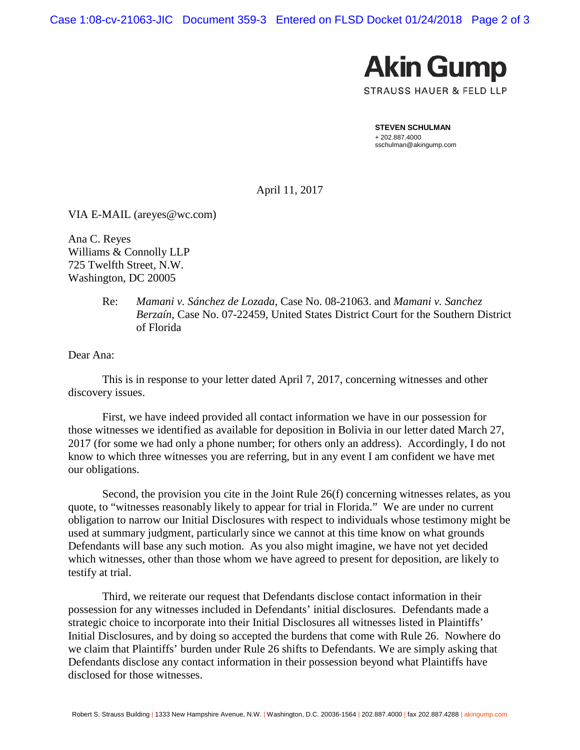**Akin Gump**

STRAUSS HAUER & FELD LLP

**STEVEN SCHULMAN**
+ 202.887.4000
sschulman@akingump.com

April 11, 2017

VIA E-MAIL (areyes@wc.com)

Ana C. Reyes
Williams & Connolly LLP
725 Twelfth Street, N.W.
Washington, DC 20005

Re: *Mamani v. Sánchez de Lozada*, Case No. 08-21063. and *Mamani v. Sanchez Berzaín*, Case No. 07-22459, United States District Court for the Southern District of Florida

Dear Ana:

This is in response to your letter dated April 7, 2017, concerning witnesses and other discovery issues.

First, we have indeed provided all contact information we have in our possession for those witnesses we identified as available for deposition in Bolivia in our letter dated March 27, 2017 (for some we had only a phone number; for others only an address). Accordingly, I do not know to which three witnesses you are referring, but in any event I am confident we have met our obligations.

Second, the provision you cite in the Joint Rule 26(f) concerning witnesses relates, as you quote, to "witnesses reasonably likely to appear for trial in Florida." We are under no current obligation to narrow our Initial Disclosures with respect to individuals whose testimony might be used at summary judgment, particularly since we cannot at this time know on what grounds Defendants will base any such motion. As you also might imagine, we have not yet decided which witnesses, other than those whom we have agreed to present for deposition, are likely to testify at trial.

Third, we reiterate our request that Defendants disclose contact information in their possession for any witnesses included in Defendants' initial disclosures. Defendants made a strategic choice to incorporate into their Initial Disclosures all witnesses listed in Plaintiffs' Initial Disclosures, and by doing so accepted the burdens that come with Rule 26. Nowhere do we claim that Plaintiffs' burden under Rule 26 shifts to Defendants. We are simply asking that Defendants disclose any contact information in their possession beyond what Plaintiffs have disclosed for those witnesses.

Robert S. Strauss Building | 1333 New Hampshire Avenue, N.W. | Washington, D.C. 20036-1564 | 202.887.4000 | fax 202.887.4288 | akingump.com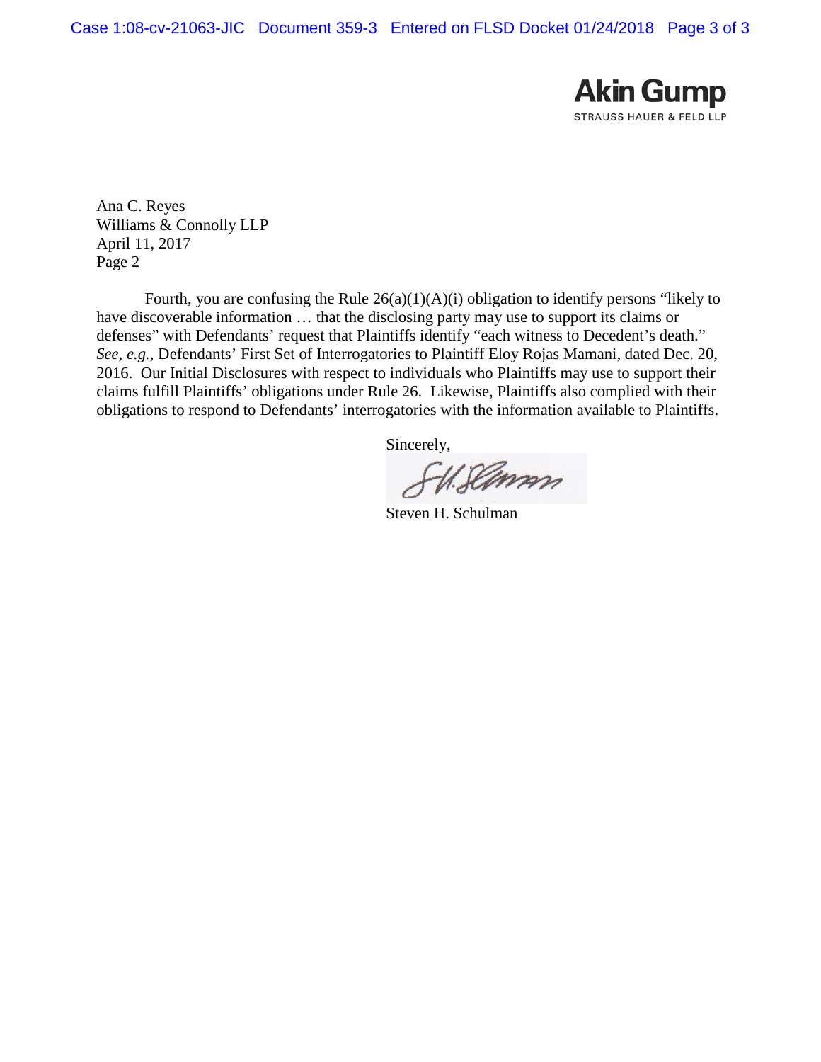Akin Gump
STRAUSS HAUER & FELD LLP

Ana C. Reyes
Williams & Connolly LLP
April 11, 2017
Page 2

Fourth, you are confusing the Rule 26(a)(1)(A)(i) obligation to identify persons "likely to have discoverable information … that the disclosing party may use to support its claims or defenses" with Defendants' request that Plaintiffs identify "each witness to Decedent's death." *See, e.g.*, Defendants' First Set of Interrogatories to Plaintiff Eloy Rojas Mamani, dated Dec. 20, 2016. Our Initial Disclosures with respect to individuals who Plaintiffs may use to support their claims fulfill Plaintiffs' obligations under Rule 26. Likewise, Plaintiffs also complied with their obligations to respond to Defendants' interrogatories with the information available to Plaintiffs.

Sincerely,

Steven H. Schulman